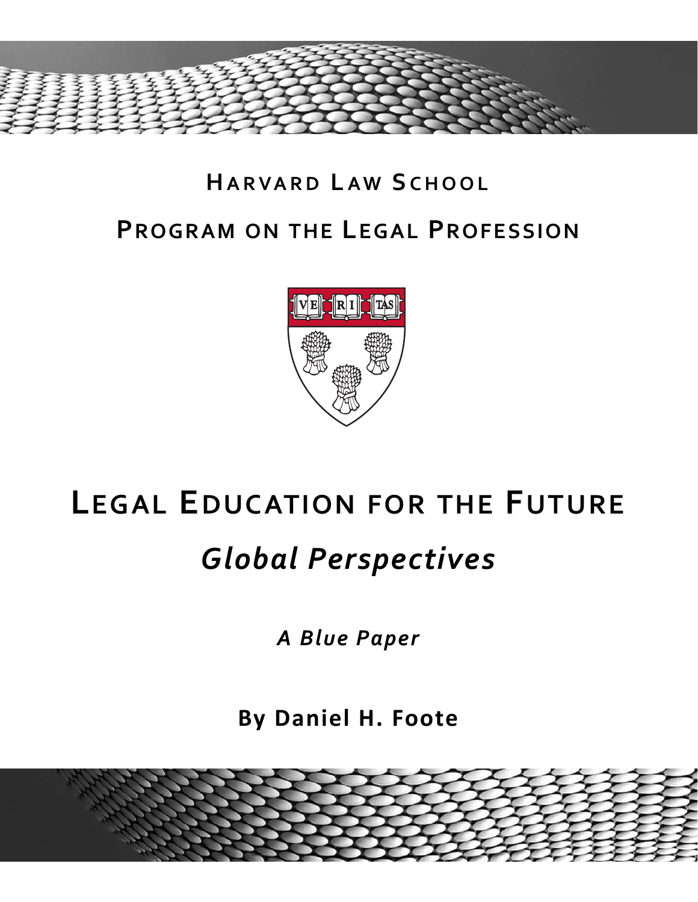# Harvard Law School

## Program on the Legal Profession

# Legal Education for the Future

## *Global Perspectives*

***A Blue Paper***

**By Daniel H. Foote**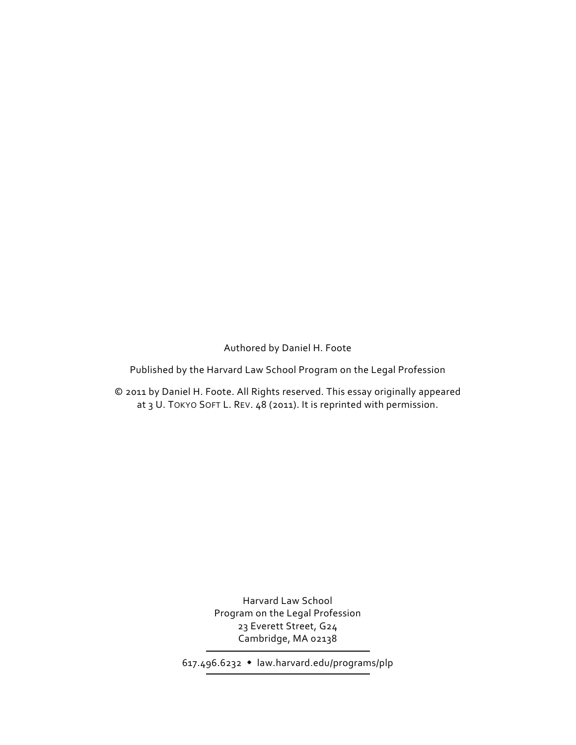Authored by Daniel H. Foote

Published by the Harvard Law School Program on the Legal Profession

© 2011 by Daniel H. Foote. All Rights reserved. This essay originally appeared at 3 U. TOKYO SOFT L. REV. 48 (2011). It is reprinted with permission.

Harvard Law School
Program on the Legal Profession
23 Everett Street, G24
Cambridge, MA 02138

617.496.6232 • law.harvard.edu/programs/plp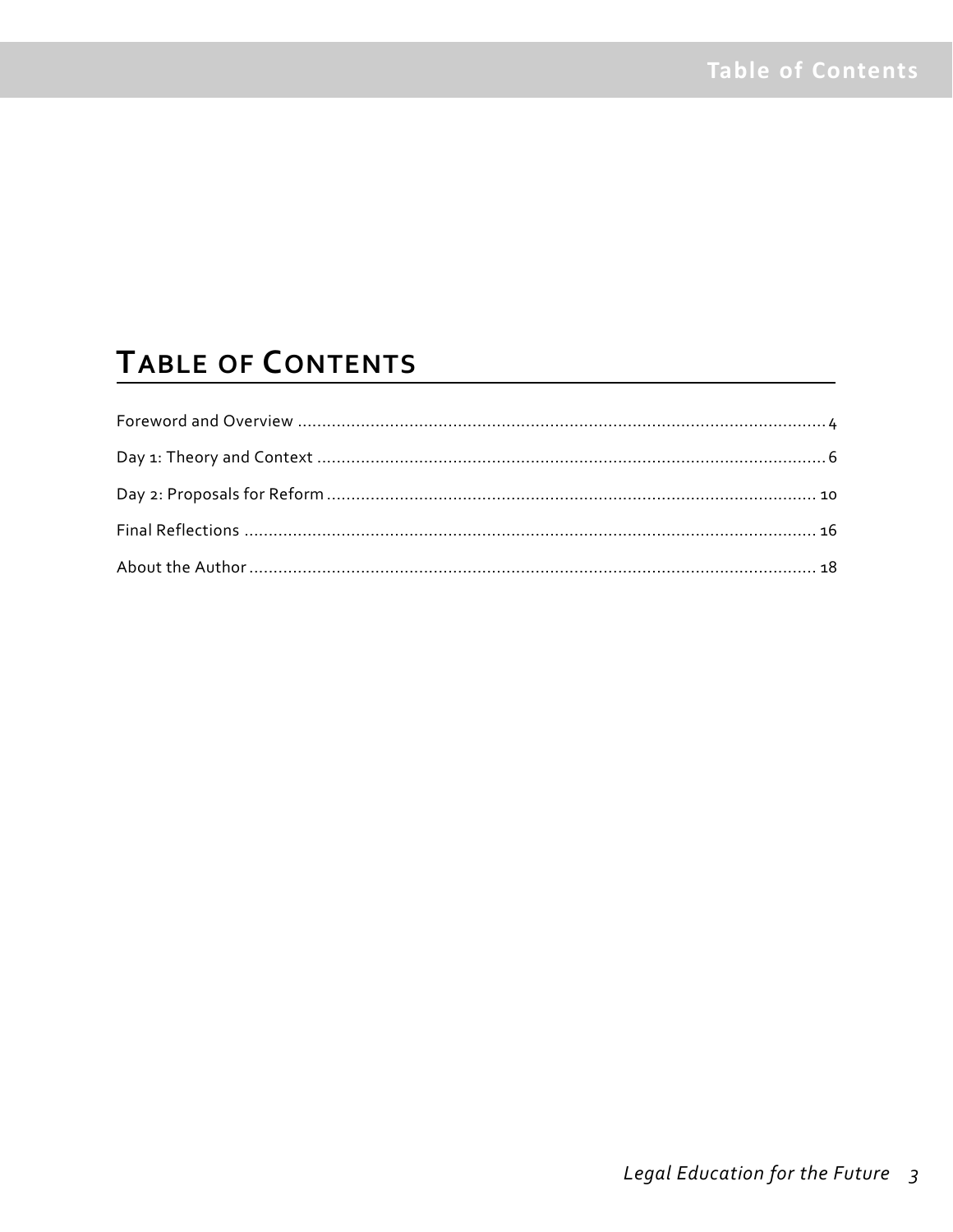# Table of Contents

Foreword and Overview .......... 4

Day 1: Theory and Context .......... 6

Day 2: Proposals for Reform .......... 10

Final Reflections .......... 16

About the Author .......... 18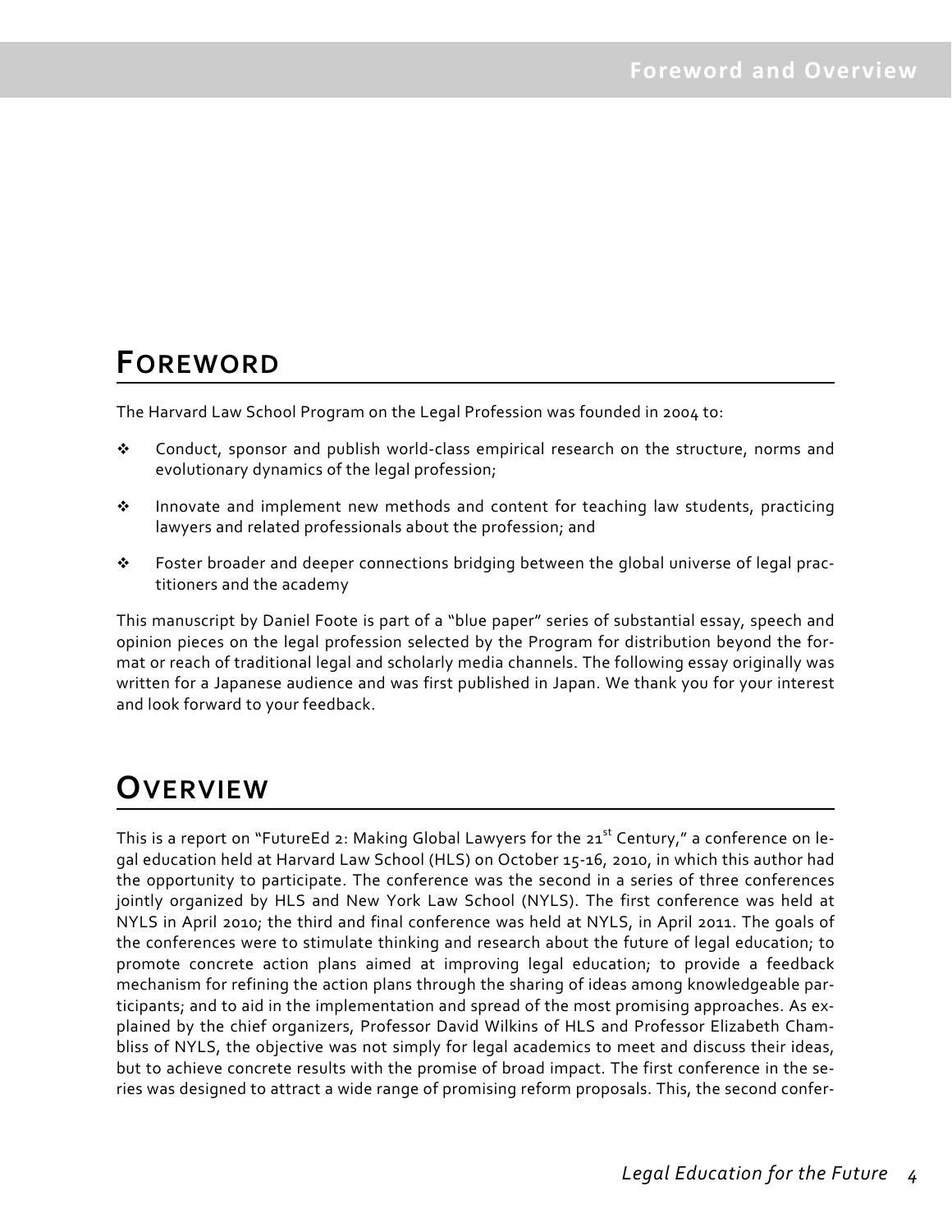# Foreword

The Harvard Law School Program on the Legal Profession was founded in 2004 to:

- Conduct, sponsor and publish world-class empirical research on the structure, norms and evolutionary dynamics of the legal profession;
- Innovate and implement new methods and content for teaching law students, practicing lawyers and related professionals about the profession; and
- Foster broader and deeper connections bridging between the global universe of legal practitioners and the academy

This manuscript by Daniel Foote is part of a "blue paper" series of substantial essay, speech and opinion pieces on the legal profession selected by the Program for distribution beyond the format or reach of traditional legal and scholarly media channels. The following essay originally was written for a Japanese audience and was first published in Japan. We thank you for your interest and look forward to your feedback.

# Overview

This is a report on "FutureEd 2: Making Global Lawyers for the 21st Century," a conference on legal education held at Harvard Law School (HLS) on October 15-16, 2010, in which this author had the opportunity to participate. The conference was the second in a series of three conferences jointly organized by HLS and New York Law School (NYLS). The first conference was held at NYLS in April 2010; the third and final conference was held at NYLS, in April 2011. The goals of the conferences were to stimulate thinking and research about the future of legal education; to promote concrete action plans aimed at improving legal education; to provide a feedback mechanism for refining the action plans through the sharing of ideas among knowledgeable participants; and to aid in the implementation and spread of the most promising approaches. As explained by the chief organizers, Professor David Wilkins of HLS and Professor Elizabeth Chambliss of NYLS, the objective was not simply for legal academics to meet and discuss their ideas, but to achieve concrete results with the promise of broad impact. The first conference in the series was designed to attract a wide range of promising reform proposals. This, the second confer-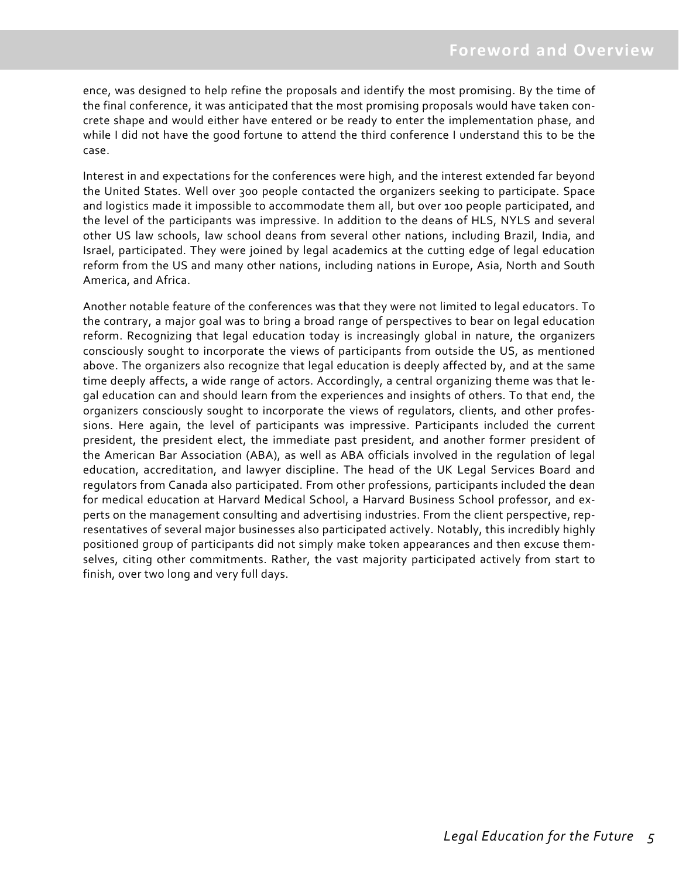ence, was designed to help refine the proposals and identify the most promising. By the time of the final conference, it was anticipated that the most promising proposals would have taken concrete shape and would either have entered or be ready to enter the implementation phase, and while I did not have the good fortune to attend the third conference I understand this to be the case.

Interest in and expectations for the conferences were high, and the interest extended far beyond the United States. Well over 300 people contacted the organizers seeking to participate. Space and logistics made it impossible to accommodate them all, but over 100 people participated, and the level of the participants was impressive. In addition to the deans of HLS, NYLS and several other US law schools, law school deans from several other nations, including Brazil, India, and Israel, participated. They were joined by legal academics at the cutting edge of legal education reform from the US and many other nations, including nations in Europe, Asia, North and South America, and Africa.

Another notable feature of the conferences was that they were not limited to legal educators. To the contrary, a major goal was to bring a broad range of perspectives to bear on legal education reform. Recognizing that legal education today is increasingly global in nature, the organizers consciously sought to incorporate the views of participants from outside the US, as mentioned above. The organizers also recognize that legal education is deeply affected by, and at the same time deeply affects, a wide range of actors. Accordingly, a central organizing theme was that legal education can and should learn from the experiences and insights of others. To that end, the organizers consciously sought to incorporate the views of regulators, clients, and other professions. Here again, the level of participants was impressive. Participants included the current president, the president elect, the immediate past president, and another former president of the American Bar Association (ABA), as well as ABA officials involved in the regulation of legal education, accreditation, and lawyer discipline. The head of the UK Legal Services Board and regulators from Canada also participated. From other professions, participants included the dean for medical education at Harvard Medical School, a Harvard Business School professor, and experts on the management consulting and advertising industries. From the client perspective, representatives of several major businesses also participated actively. Notably, this incredibly highly positioned group of participants did not simply make token appearances and then excuse themselves, citing other commitments. Rather, the vast majority participated actively from start to finish, over two long and very full days.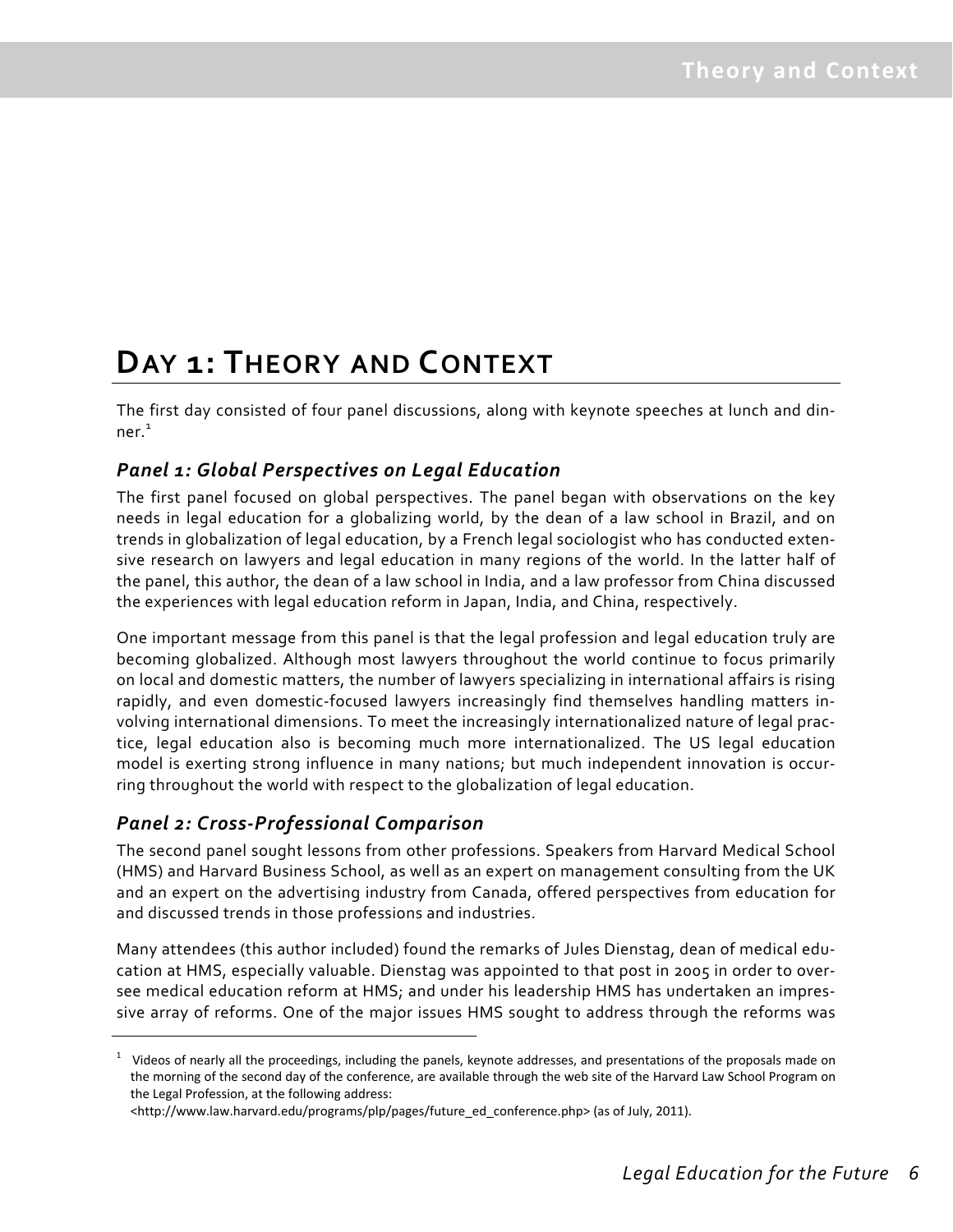# Day 1: Theory and Context

The first day consisted of four panel discussions, along with keynote speeches at lunch and dinner.[1]

### *Panel 1: Global Perspectives on Legal Education*

The first panel focused on global perspectives. The panel began with observations on the key needs in legal education for a globalizing world, by the dean of a law school in Brazil, and on trends in globalization of legal education, by a French legal sociologist who has conducted extensive research on lawyers and legal education in many regions of the world. In the latter half of the panel, this author, the dean of a law school in India, and a law professor from China discussed the experiences with legal education reform in Japan, India, and China, respectively.

One important message from this panel is that the legal profession and legal education truly are becoming globalized. Although most lawyers throughout the world continue to focus primarily on local and domestic matters, the number of lawyers specializing in international affairs is rising rapidly, and even domestic-focused lawyers increasingly find themselves handling matters involving international dimensions. To meet the increasingly internationalized nature of legal practice, legal education also is becoming much more internationalized. The US legal education model is exerting strong influence in many nations; but much independent innovation is occurring throughout the world with respect to the globalization of legal education.

### *Panel 2: Cross-Professional Comparison*

The second panel sought lessons from other professions. Speakers from Harvard Medical School (HMS) and Harvard Business School, as well as an expert on management consulting from the UK and an expert on the advertising industry from Canada, offered perspectives from education for and discussed trends in those professions and industries.

Many attendees (this author included) found the remarks of Jules Dienstag, dean of medical education at HMS, especially valuable. Dienstag was appointed to that post in 2005 in order to oversee medical education reform at HMS; and under his leadership HMS has undertaken an impressive array of reforms. One of the major issues HMS sought to address through the reforms was

---

[1] Videos of nearly all the proceedings, including the panels, keynote addresses, and presentations of the proposals made on the morning of the second day of the conference, are available through the web site of the Harvard Law School Program on the Legal Profession, at the following address: <http://www.law.harvard.edu/programs/plp/pages/future_ed_conference.php> (as of July, 2011).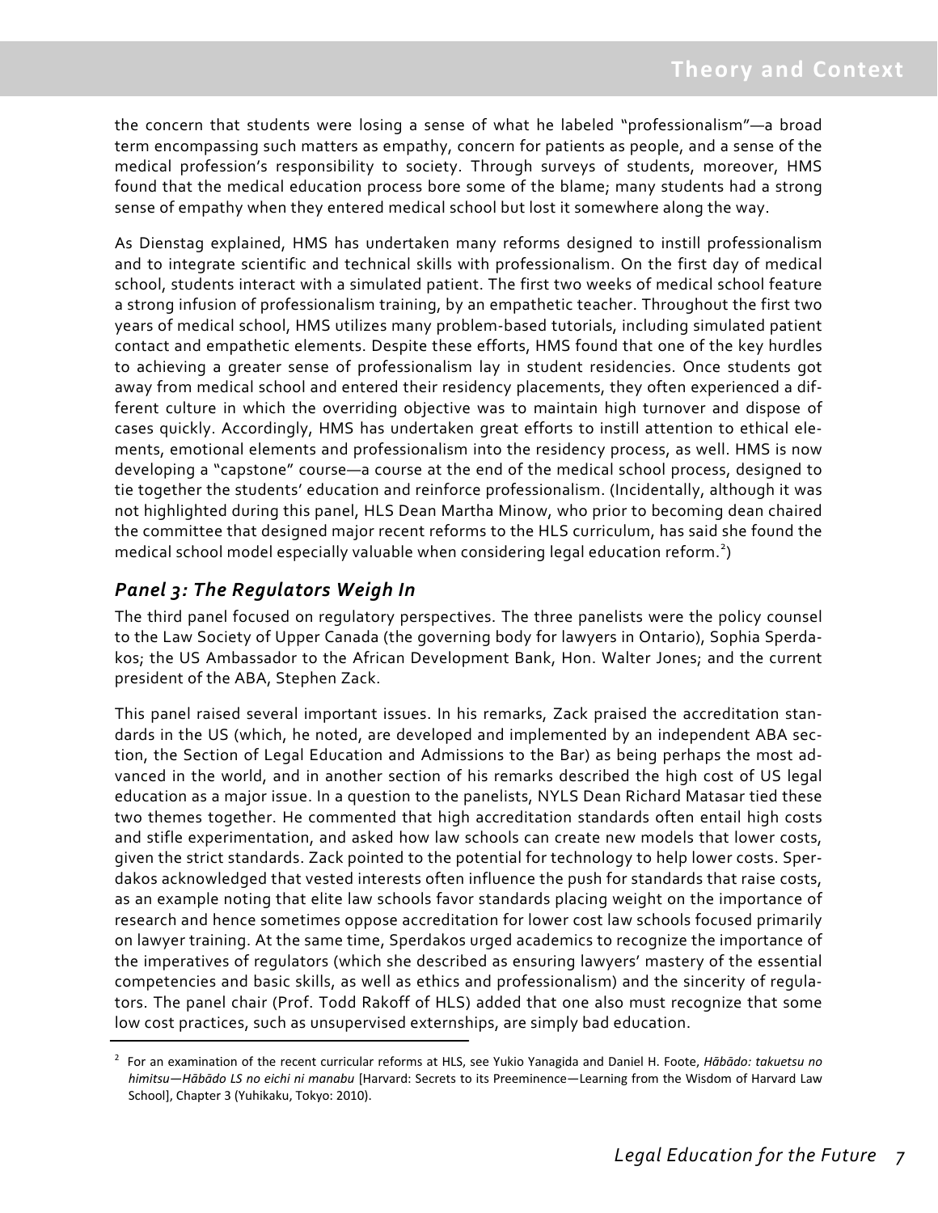the concern that students were losing a sense of what he labeled "professionalism"—a broad term encompassing such matters as empathy, concern for patients as people, and a sense of the medical profession's responsibility to society. Through surveys of students, moreover, HMS found that the medical education process bore some of the blame; many students had a strong sense of empathy when they entered medical school but lost it somewhere along the way.

As Dienstag explained, HMS has undertaken many reforms designed to instill professionalism and to integrate scientific and technical skills with professionalism. On the first day of medical school, students interact with a simulated patient. The first two weeks of medical school feature a strong infusion of professionalism training, by an empathetic teacher. Throughout the first two years of medical school, HMS utilizes many problem-based tutorials, including simulated patient contact and empathetic elements. Despite these efforts, HMS found that one of the key hurdles to achieving a greater sense of professionalism lay in student residencies. Once students got away from medical school and entered their residency placements, they often experienced a different culture in which the overriding objective was to maintain high turnover and dispose of cases quickly. Accordingly, HMS has undertaken great efforts to instill attention to ethical elements, emotional elements and professionalism into the residency process, as well. HMS is now developing a "capstone" course—a course at the end of the medical school process, designed to tie together the students' education and reinforce professionalism. (Incidentally, although it was not highlighted during this panel, HLS Dean Martha Minow, who prior to becoming dean chaired the committee that designed major recent reforms to the HLS curriculum, has said she found the medical school model especially valuable when considering legal education reform.[2])

### *Panel 3: The Regulators Weigh In*

The third panel focused on regulatory perspectives. The three panelists were the policy counsel to the Law Society of Upper Canada (the governing body for lawyers in Ontario), Sophia Sperdakos; the US Ambassador to the African Development Bank, Hon. Walter Jones; and the current president of the ABA, Stephen Zack.

This panel raised several important issues. In his remarks, Zack praised the accreditation standards in the US (which, he noted, are developed and implemented by an independent ABA section, the Section of Legal Education and Admissions to the Bar) as being perhaps the most advanced in the world, and in another section of his remarks described the high cost of US legal education as a major issue. In a question to the panelists, NYLS Dean Richard Matasar tied these two themes together. He commented that high accreditation standards often entail high costs and stifle experimentation, and asked how law schools can create new models that lower costs, given the strict standards. Zack pointed to the potential for technology to help lower costs. Sperdakos acknowledged that vested interests often influence the push for standards that raise costs, as an example noting that elite law schools favor standards placing weight on the importance of research and hence sometimes oppose accreditation for lower cost law schools focused primarily on lawyer training. At the same time, Sperdakos urged academics to recognize the importance of the imperatives of regulators (which she described as ensuring lawyers' mastery of the essential competencies and basic skills, as well as ethics and professionalism) and the sincerity of regulators. The panel chair (Prof. Todd Rakoff of HLS) added that one also must recognize that some low cost practices, such as unsupervised externships, are simply bad education.

---

[2] For an examination of the recent curricular reforms at HLS, see Yukio Yanagida and Daniel H. Foote, *Hābādo: takuetsu no himitsu—Hābādo LS no eichi ni manabu* [Harvard: Secrets to its Preeminence—Learning from the Wisdom of Harvard Law School], Chapter 3 (Yuhikaku, Tokyo: 2010).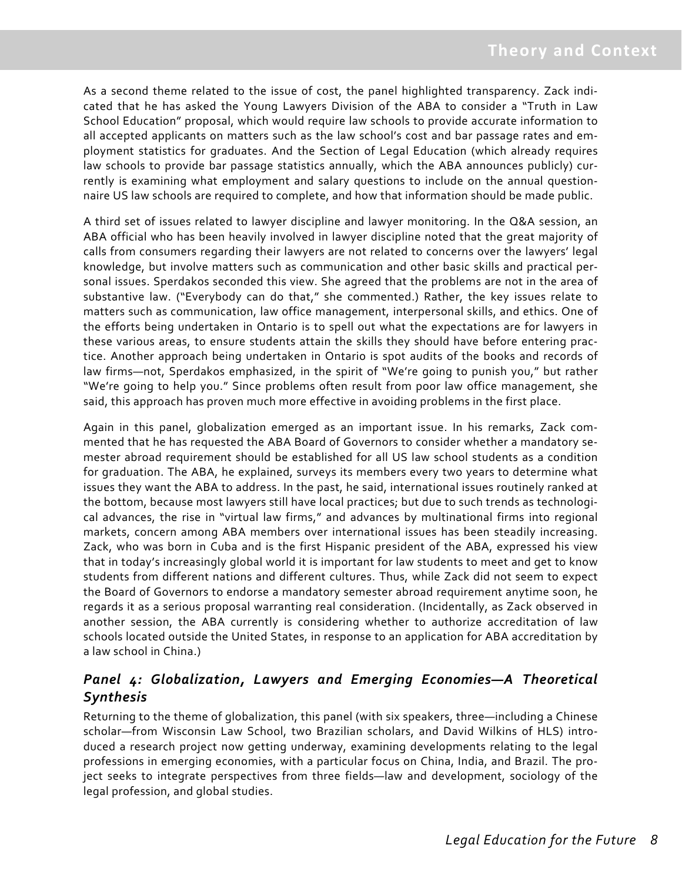As a second theme related to the issue of cost, the panel highlighted transparency. Zack indicated that he has asked the Young Lawyers Division of the ABA to consider a "Truth in Law School Education" proposal, which would require law schools to provide accurate information to all accepted applicants on matters such as the law school's cost and bar passage rates and employment statistics for graduates. And the Section of Legal Education (which already requires law schools to provide bar passage statistics annually, which the ABA announces publicly) currently is examining what employment and salary questions to include on the annual questionnaire US law schools are required to complete, and how that information should be made public.

A third set of issues related to lawyer discipline and lawyer monitoring. In the Q&A session, an ABA official who has been heavily involved in lawyer discipline noted that the great majority of calls from consumers regarding their lawyers are not related to concerns over the lawyers' legal knowledge, but involve matters such as communication and other basic skills and practical personal issues. Sperdakos seconded this view. She agreed that the problems are not in the area of substantive law. ("Everybody can do that," she commented.) Rather, the key issues relate to matters such as communication, law office management, interpersonal skills, and ethics. One of the efforts being undertaken in Ontario is to spell out what the expectations are for lawyers in these various areas, to ensure students attain the skills they should have before entering practice. Another approach being undertaken in Ontario is spot audits of the books and records of law firms—not, Sperdakos emphasized, in the spirit of "We're going to punish you," but rather "We're going to help you." Since problems often result from poor law office management, she said, this approach has proven much more effective in avoiding problems in the first place.

Again in this panel, globalization emerged as an important issue. In his remarks, Zack commented that he has requested the ABA Board of Governors to consider whether a mandatory semester abroad requirement should be established for all US law school students as a condition for graduation. The ABA, he explained, surveys its members every two years to determine what issues they want the ABA to address. In the past, he said, international issues routinely ranked at the bottom, because most lawyers still have local practices; but due to such trends as technological advances, the rise in "virtual law firms," and advances by multinational firms into regional markets, concern among ABA members over international issues has been steadily increasing. Zack, who was born in Cuba and is the first Hispanic president of the ABA, expressed his view that in today's increasingly global world it is important for law students to meet and get to know students from different nations and different cultures. Thus, while Zack did not seem to expect the Board of Governors to endorse a mandatory semester abroad requirement anytime soon, he regards it as a serious proposal warranting real consideration. (Incidentally, as Zack observed in another session, the ABA currently is considering whether to authorize accreditation of law schools located outside the United States, in response to an application for ABA accreditation by a law school in China.)

### *Panel 4: Globalization, Lawyers and Emerging Economies—A Theoretical Synthesis*

Returning to the theme of globalization, this panel (with six speakers, three—including a Chinese scholar—from Wisconsin Law School, two Brazilian scholars, and David Wilkins of HLS) introduced a research project now getting underway, examining developments relating to the legal professions in emerging economies, with a particular focus on China, India, and Brazil. The project seeks to integrate perspectives from three fields—law and development, sociology of the legal profession, and global studies.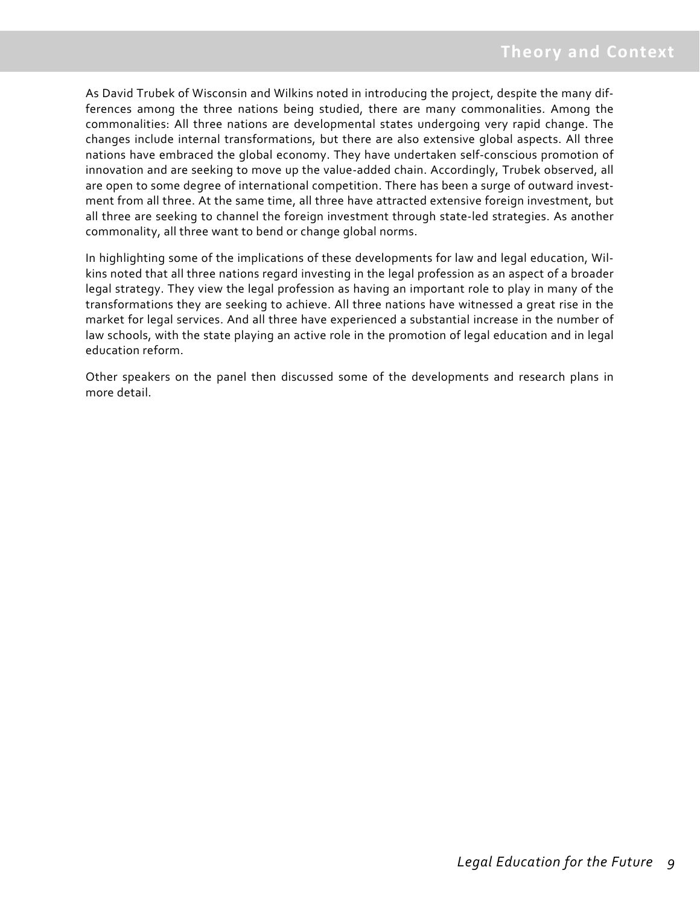As David Trubek of Wisconsin and Wilkins noted in introducing the project, despite the many differences among the three nations being studied, there are many commonalities. Among the commonalities: All three nations are developmental states undergoing very rapid change. The changes include internal transformations, but there are also extensive global aspects. All three nations have embraced the global economy. They have undertaken self-conscious promotion of innovation and are seeking to move up the value-added chain. Accordingly, Trubek observed, all are open to some degree of international competition. There has been a surge of outward investment from all three. At the same time, all three have attracted extensive foreign investment, but all three are seeking to channel the foreign investment through state-led strategies. As another commonality, all three want to bend or change global norms.

In highlighting some of the implications of these developments for law and legal education, Wilkins noted that all three nations regard investing in the legal profession as an aspect of a broader legal strategy. They view the legal profession as having an important role to play in many of the transformations they are seeking to achieve. All three nations have witnessed a great rise in the market for legal services. And all three have experienced a substantial increase in the number of law schools, with the state playing an active role in the promotion of legal education and in legal education reform.

Other speakers on the panel then discussed some of the developments and research plans in more detail.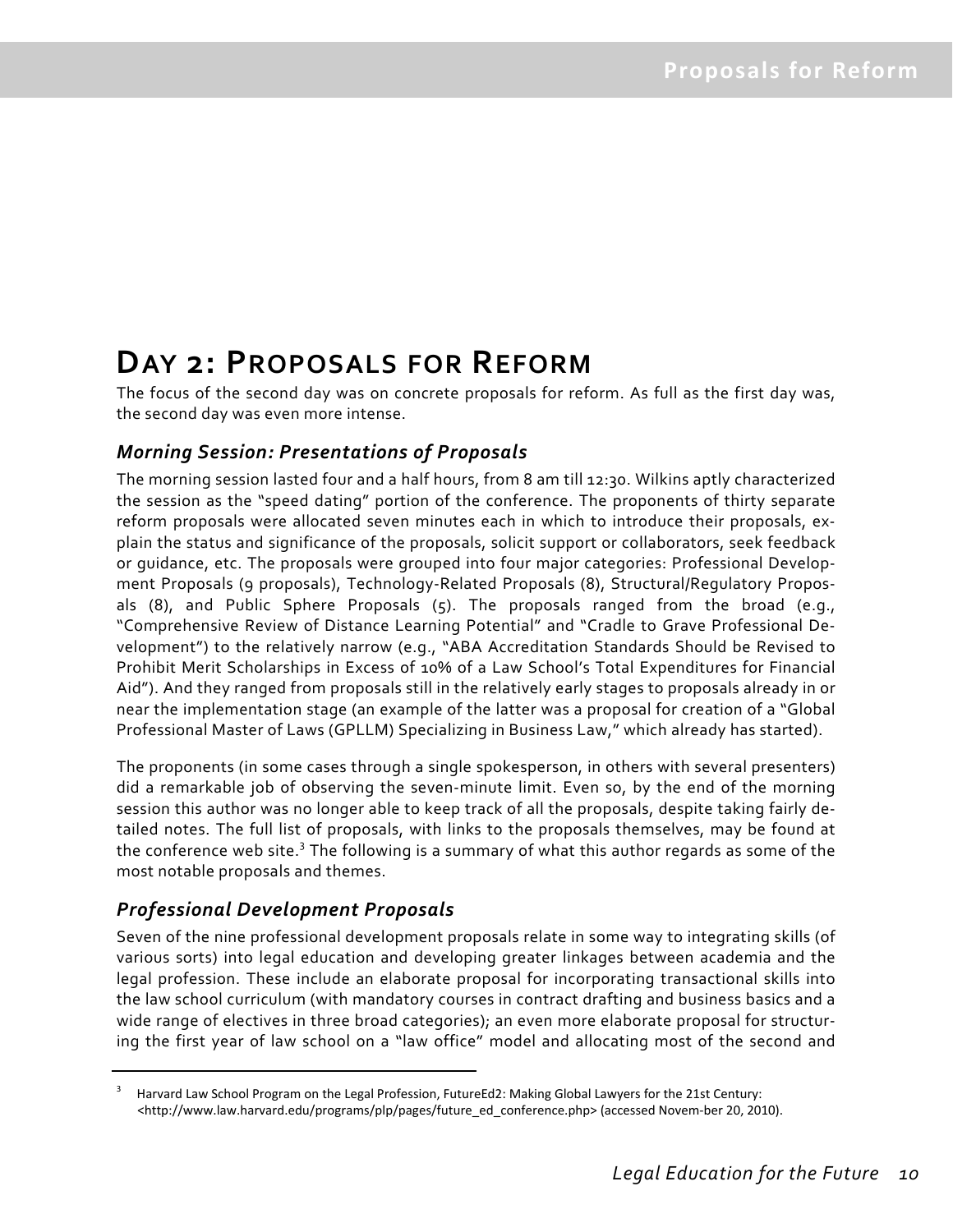# Day 2: Proposals for Reform

The focus of the second day was on concrete proposals for reform. As full as the first day was, the second day was even more intense.

### *Morning Session: Presentations of Proposals*

The morning session lasted four and a half hours, from 8 am till 12:30. Wilkins aptly characterized the session as the "speed dating" portion of the conference. The proponents of thirty separate reform proposals were allocated seven minutes each in which to introduce their proposals, explain the status and significance of the proposals, solicit support or collaborators, seek feedback or guidance, etc. The proposals were grouped into four major categories: Professional Development Proposals (9 proposals), Technology-Related Proposals (8), Structural/Regulatory Proposals (8), and Public Sphere Proposals (5). The proposals ranged from the broad (e.g., "Comprehensive Review of Distance Learning Potential" and "Cradle to Grave Professional Development") to the relatively narrow (e.g., "ABA Accreditation Standards Should be Revised to Prohibit Merit Scholarships in Excess of 10% of a Law School's Total Expenditures for Financial Aid"). And they ranged from proposals still in the relatively early stages to proposals already in or near the implementation stage (an example of the latter was a proposal for creation of a "Global Professional Master of Laws (GPLLM) Specializing in Business Law," which already has started).

The proponents (in some cases through a single spokesperson, in others with several presenters) did a remarkable job of observing the seven-minute limit. Even so, by the end of the morning session this author was no longer able to keep track of all the proposals, despite taking fairly detailed notes. The full list of proposals, with links to the proposals themselves, may be found at the conference web site.[3] The following is a summary of what this author regards as some of the most notable proposals and themes.

### *Professional Development Proposals*

Seven of the nine professional development proposals relate in some way to integrating skills (of various sorts) into legal education and developing greater linkages between academia and the legal profession. These include an elaborate proposal for incorporating transactional skills into the law school curriculum (with mandatory courses in contract drafting and business basics and a wide range of electives in three broad categories); an even more elaborate proposal for structuring the first year of law school on a "law office" model and allocating most of the second and

---

[3] Harvard Law School Program on the Legal Profession, FutureEd2: Making Global Lawyers for the 21st Century: <http://www.law.harvard.edu/programs/plp/pages/future_ed_conference.php> (accessed Novem-ber 20, 2010).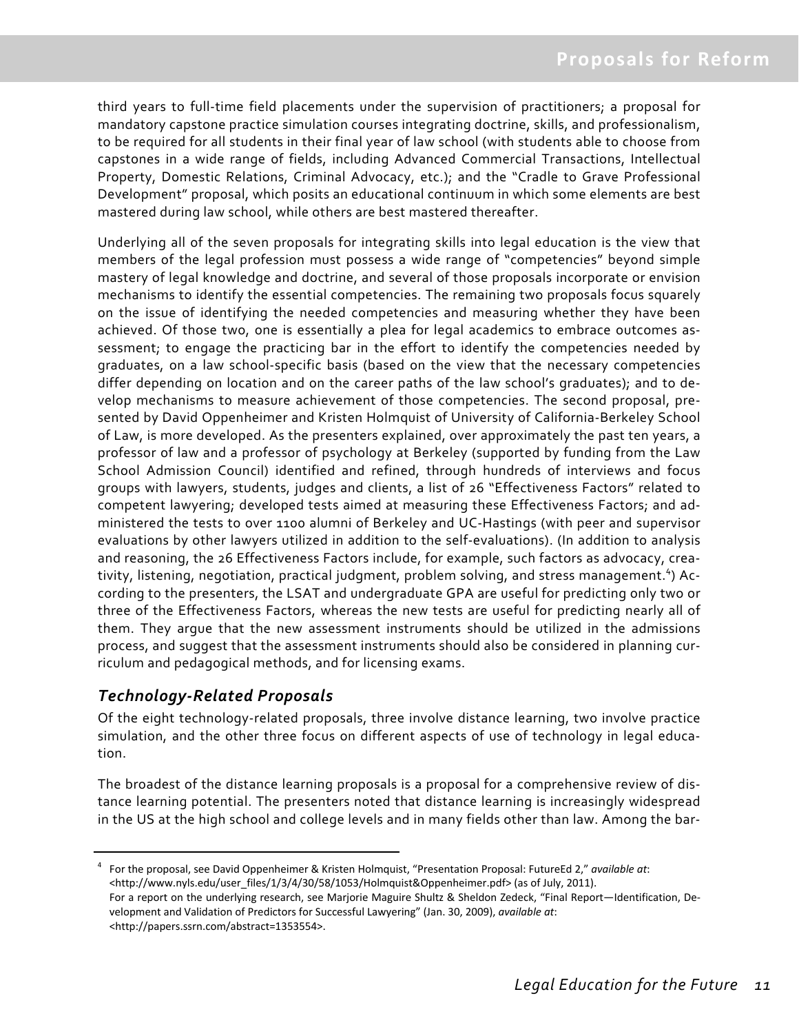third years to full-time field placements under the supervision of practitioners; a proposal for mandatory capstone practice simulation courses integrating doctrine, skills, and professionalism, to be required for all students in their final year of law school (with students able to choose from capstones in a wide range of fields, including Advanced Commercial Transactions, Intellectual Property, Domestic Relations, Criminal Advocacy, etc.); and the "Cradle to Grave Professional Development" proposal, which posits an educational continuum in which some elements are best mastered during law school, while others are best mastered thereafter.

Underlying all of the seven proposals for integrating skills into legal education is the view that members of the legal profession must possess a wide range of "competencies" beyond simple mastery of legal knowledge and doctrine, and several of those proposals incorporate or envision mechanisms to identify the essential competencies. The remaining two proposals focus squarely on the issue of identifying the needed competencies and measuring whether they have been achieved. Of those two, one is essentially a plea for legal academics to embrace outcomes assessment; to engage the practicing bar in the effort to identify the competencies needed by graduates, on a law school-specific basis (based on the view that the necessary competencies differ depending on location and on the career paths of the law school's graduates); and to develop mechanisms to measure achievement of those competencies. The second proposal, presented by David Oppenheimer and Kristen Holmquist of University of California-Berkeley School of Law, is more developed. As the presenters explained, over approximately the past ten years, a professor of law and a professor of psychology at Berkeley (supported by funding from the Law School Admission Council) identified and refined, through hundreds of interviews and focus groups with lawyers, students, judges and clients, a list of 26 "Effectiveness Factors" related to competent lawyering; developed tests aimed at measuring these Effectiveness Factors; and administered the tests to over 1100 alumni of Berkeley and UC-Hastings (with peer and supervisor evaluations by other lawyers utilized in addition to the self-evaluations). (In addition to analysis and reasoning, the 26 Effectiveness Factors include, for example, such factors as advocacy, creativity, listening, negotiation, practical judgment, problem solving, and stress management.[4]) According to the presenters, the LSAT and undergraduate GPA are useful for predicting only two or three of the Effectiveness Factors, whereas the new tests are useful for predicting nearly all of them. They argue that the new assessment instruments should be utilized in the admissions process, and suggest that the assessment instruments should also be considered in planning curriculum and pedagogical methods, and for licensing exams.

### *Technology-Related Proposals*

Of the eight technology-related proposals, three involve distance learning, two involve practice simulation, and the other three focus on different aspects of use of technology in legal education.

The broadest of the distance learning proposals is a proposal for a comprehensive review of distance learning potential. The presenters noted that distance learning is increasingly widespread in the US at the high school and college levels and in many fields other than law. Among the bar-

---

[4] For the proposal, see David Oppenheimer & Kristen Holmquist, "Presentation Proposal: FutureEd 2," *available at*: <http://www.nyls.edu/user_files/1/3/4/30/58/1053/Holmquist&Oppenheimer.pdf> (as of July, 2011).
For a report on the underlying research, see Marjorie Maguire Shultz & Sheldon Zedeck, "Final Report—Identification, Development and Validation of Predictors for Successful Lawyering" (Jan. 30, 2009), *available at*: <http://papers.ssrn.com/abstract=1353554>.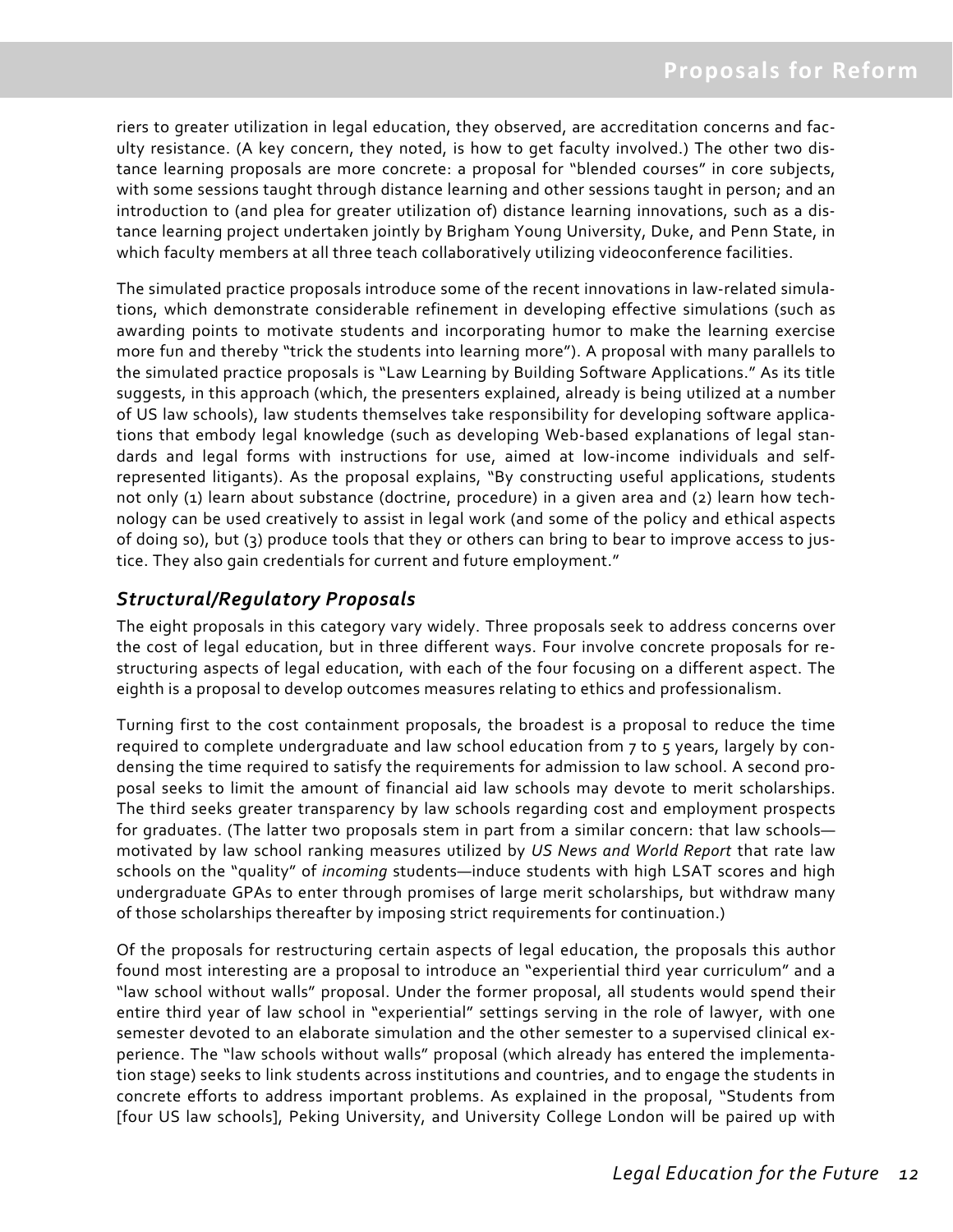riers to greater utilization in legal education, they observed, are accreditation concerns and faculty resistance. (A key concern, they noted, is how to get faculty involved.) The other two distance learning proposals are more concrete: a proposal for "blended courses" in core subjects, with some sessions taught through distance learning and other sessions taught in person; and an introduction to (and plea for greater utilization of) distance learning innovations, such as a distance learning project undertaken jointly by Brigham Young University, Duke, and Penn State, in which faculty members at all three teach collaboratively utilizing videoconference facilities.

The simulated practice proposals introduce some of the recent innovations in law-related simulations, which demonstrate considerable refinement in developing effective simulations (such as awarding points to motivate students and incorporating humor to make the learning exercise more fun and thereby "trick the students into learning more"). A proposal with many parallels to the simulated practice proposals is "Law Learning by Building Software Applications." As its title suggests, in this approach (which, the presenters explained, already is being utilized at a number of US law schools), law students themselves take responsibility for developing software applications that embody legal knowledge (such as developing Web-based explanations of legal standards and legal forms with instructions for use, aimed at low-income individuals and self-represented litigants). As the proposal explains, "By constructing useful applications, students not only (1) learn about substance (doctrine, procedure) in a given area and (2) learn how technology can be used creatively to assist in legal work (and some of the policy and ethical aspects of doing so), but (3) produce tools that they or others can bring to bear to improve access to justice. They also gain credentials for current and future employment."

### *Structural/Regulatory Proposals*

The eight proposals in this category vary widely. Three proposals seek to address concerns over the cost of legal education, but in three different ways. Four involve concrete proposals for restructuring aspects of legal education, with each of the four focusing on a different aspect. The eighth is a proposal to develop outcomes measures relating to ethics and professionalism.

Turning first to the cost containment proposals, the broadest is a proposal to reduce the time required to complete undergraduate and law school education from 7 to 5 years, largely by condensing the time required to satisfy the requirements for admission to law school. A second proposal seeks to limit the amount of financial aid law schools may devote to merit scholarships. The third seeks greater transparency by law schools regarding cost and employment prospects for graduates. (The latter two proposals stem in part from a similar concern: that law schools—motivated by law school ranking measures utilized by *US News and World Report* that rate law schools on the "quality" of *incoming* students—induce students with high LSAT scores and high undergraduate GPAs to enter through promises of large merit scholarships, but withdraw many of those scholarships thereafter by imposing strict requirements for continuation.)

Of the proposals for restructuring certain aspects of legal education, the proposals this author found most interesting are a proposal to introduce an "experiential third year curriculum" and a "law school without walls" proposal. Under the former proposal, all students would spend their entire third year of law school in "experiential" settings serving in the role of lawyer, with one semester devoted to an elaborate simulation and the other semester to a supervised clinical experience. The "law schools without walls" proposal (which already has entered the implementation stage) seeks to link students across institutions and countries, and to engage the students in concrete efforts to address important problems. As explained in the proposal, "Students from [four US law schools], Peking University, and University College London will be paired up with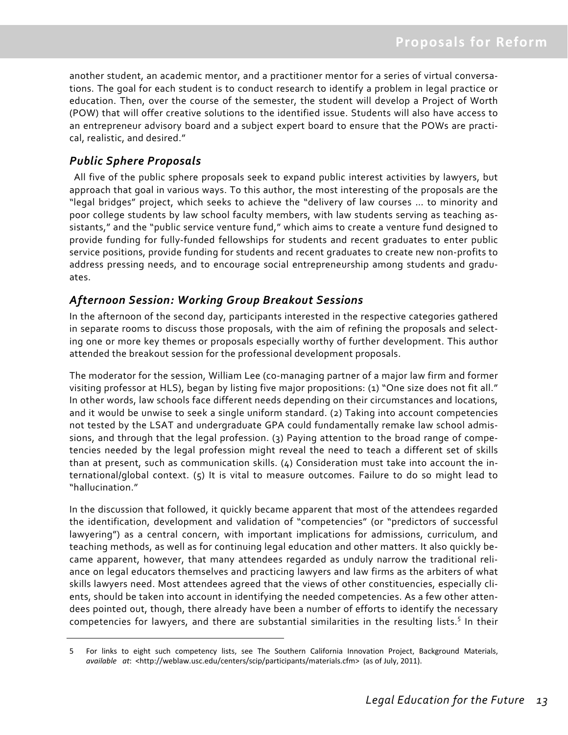another student, an academic mentor, and a practitioner mentor for a series of virtual conversations. The goal for each student is to conduct research to identify a problem in legal practice or education. Then, over the course of the semester, the student will develop a Project of Worth (POW) that will offer creative solutions to the identified issue. Students will also have access to an entrepreneur advisory board and a subject expert board to ensure that the POWs are practical, realistic, and desired."

### *Public Sphere Proposals*

All five of the public sphere proposals seek to expand public interest activities by lawyers, but approach that goal in various ways. To this author, the most interesting of the proposals are the "legal bridges" project, which seeks to achieve the "delivery of law courses ... to minority and poor college students by law school faculty members, with law students serving as teaching assistants," and the "public service venture fund," which aims to create a venture fund designed to provide funding for fully-funded fellowships for students and recent graduates to enter public service positions, provide funding for students and recent graduates to create new non-profits to address pressing needs, and to encourage social entrepreneurship among students and graduates.

### *Afternoon Session: Working Group Breakout Sessions*

In the afternoon of the second day, participants interested in the respective categories gathered in separate rooms to discuss those proposals, with the aim of refining the proposals and selecting one or more key themes or proposals especially worthy of further development. This author attended the breakout session for the professional development proposals.

The moderator for the session, William Lee (co-managing partner of a major law firm and former visiting professor at HLS), began by listing five major propositions: (1) "One size does not fit all." In other words, law schools face different needs depending on their circumstances and locations, and it would be unwise to seek a single uniform standard. (2) Taking into account competencies not tested by the LSAT and undergraduate GPA could fundamentally remake law school admissions, and through that the legal profession. (3) Paying attention to the broad range of competencies needed by the legal profession might reveal the need to teach a different set of skills than at present, such as communication skills. (4) Consideration must take into account the international/global context. (5) It is vital to measure outcomes. Failure to do so might lead to "hallucination."

In the discussion that followed, it quickly became apparent that most of the attendees regarded the identification, development and validation of "competencies" (or "predictors of successful lawyering") as a central concern, with important implications for admissions, curriculum, and teaching methods, as well as for continuing legal education and other matters. It also quickly became apparent, however, that many attendees regarded as unduly narrow the traditional reliance on legal educators themselves and practicing lawyers and law firms as the arbiters of what skills lawyers need. Most attendees agreed that the views of other constituencies, especially clients, should be taken into account in identifying the needed competencies. As a few other attendees pointed out, though, there already have been a number of efforts to identify the necessary competencies for lawyers, and there are substantial similarities in the resulting lists.[5] In their

---

5 For links to eight such competency lists, see The Southern California Innovation Project, Background Materials, *available at*: <http://weblaw.usc.edu/centers/scip/participants/materials.cfm> (as of July, 2011).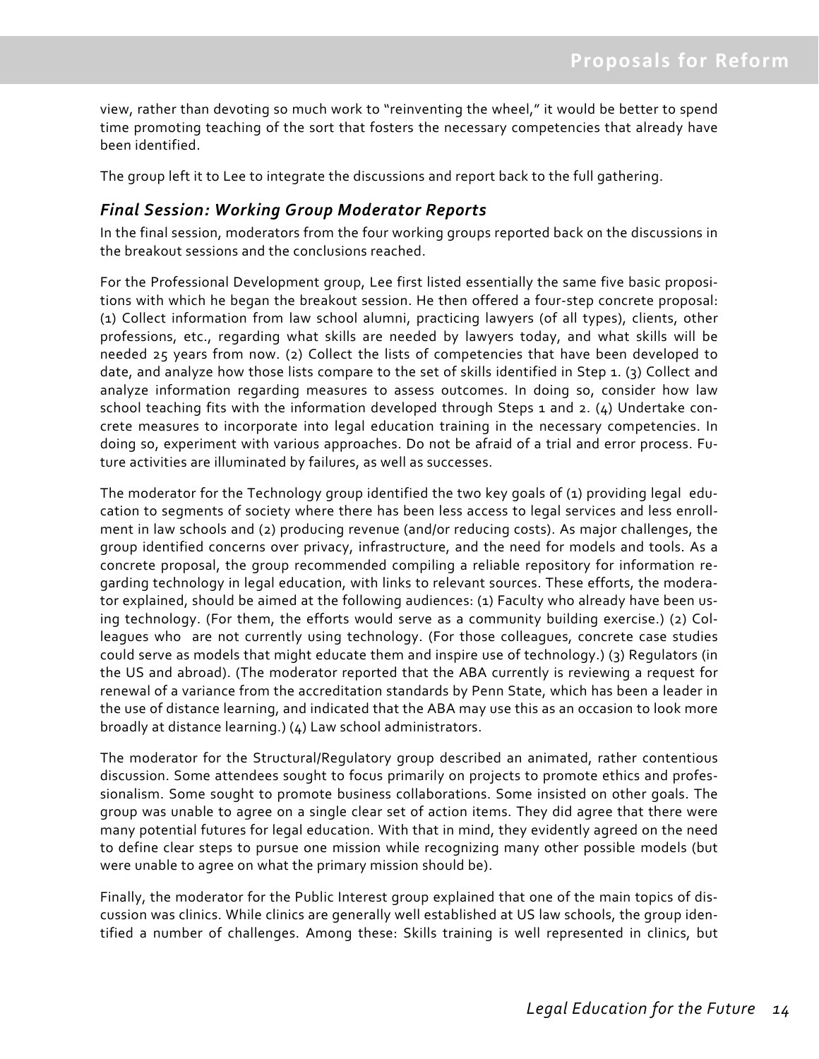view, rather than devoting so much work to "reinventing the wheel," it would be better to spend time promoting teaching of the sort that fosters the necessary competencies that already have been identified.

The group left it to Lee to integrate the discussions and report back to the full gathering.

### *Final Session: Working Group Moderator Reports*

In the final session, moderators from the four working groups reported back on the discussions in the breakout sessions and the conclusions reached.

For the Professional Development group, Lee first listed essentially the same five basic propositions with which he began the breakout session. He then offered a four-step concrete proposal: (1) Collect information from law school alumni, practicing lawyers (of all types), clients, other professions, etc., regarding what skills are needed by lawyers today, and what skills will be needed 25 years from now. (2) Collect the lists of competencies that have been developed to date, and analyze how those lists compare to the set of skills identified in Step 1. (3) Collect and analyze information regarding measures to assess outcomes. In doing so, consider how law school teaching fits with the information developed through Steps 1 and 2. (4) Undertake concrete measures to incorporate into legal education training in the necessary competencies. In doing so, experiment with various approaches. Do not be afraid of a trial and error process. Future activities are illuminated by failures, as well as successes.

The moderator for the Technology group identified the two key goals of (1) providing legal education to segments of society where there has been less access to legal services and less enrollment in law schools and (2) producing revenue (and/or reducing costs). As major challenges, the group identified concerns over privacy, infrastructure, and the need for models and tools. As a concrete proposal, the group recommended compiling a reliable repository for information regarding technology in legal education, with links to relevant sources. These efforts, the moderator explained, should be aimed at the following audiences: (1) Faculty who already have been using technology. (For them, the efforts would serve as a community building exercise.) (2) Colleagues who are not currently using technology. (For those colleagues, concrete case studies could serve as models that might educate them and inspire use of technology.) (3) Regulators (in the US and abroad). (The moderator reported that the ABA currently is reviewing a request for renewal of a variance from the accreditation standards by Penn State, which has been a leader in the use of distance learning, and indicated that the ABA may use this as an occasion to look more broadly at distance learning.) (4) Law school administrators.

The moderator for the Structural/Regulatory group described an animated, rather contentious discussion. Some attendees sought to focus primarily on projects to promote ethics and professionalism. Some sought to promote business collaborations. Some insisted on other goals. The group was unable to agree on a single clear set of action items. They did agree that there were many potential futures for legal education. With that in mind, they evidently agreed on the need to define clear steps to pursue one mission while recognizing many other possible models (but were unable to agree on what the primary mission should be).

Finally, the moderator for the Public Interest group explained that one of the main topics of discussion was clinics. While clinics are generally well established at US law schools, the group identified a number of challenges. Among these: Skills training is well represented in clinics, but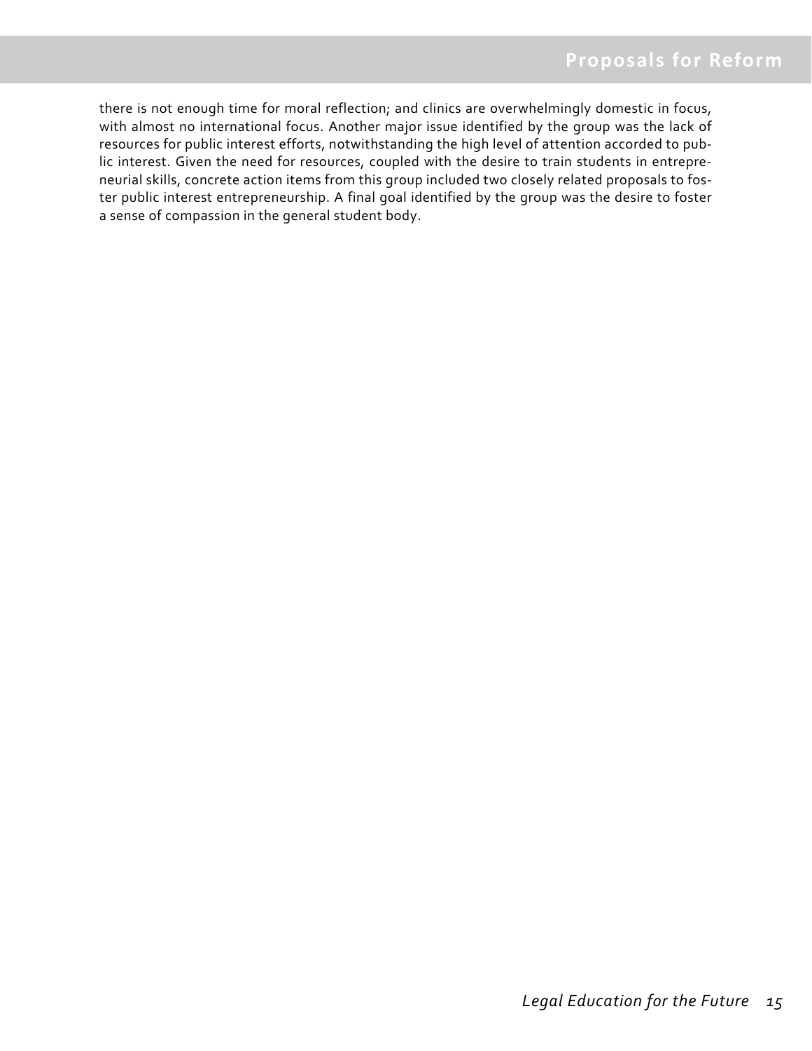there is not enough time for moral reflection; and clinics are overwhelmingly domestic in focus, with almost no international focus. Another major issue identified by the group was the lack of resources for public interest efforts, notwithstanding the high level of attention accorded to public interest. Given the need for resources, coupled with the desire to train students in entrepreneurial skills, concrete action items from this group included two closely related proposals to foster public interest entrepreneurship. A final goal identified by the group was the desire to foster a sense of compassion in the general student body.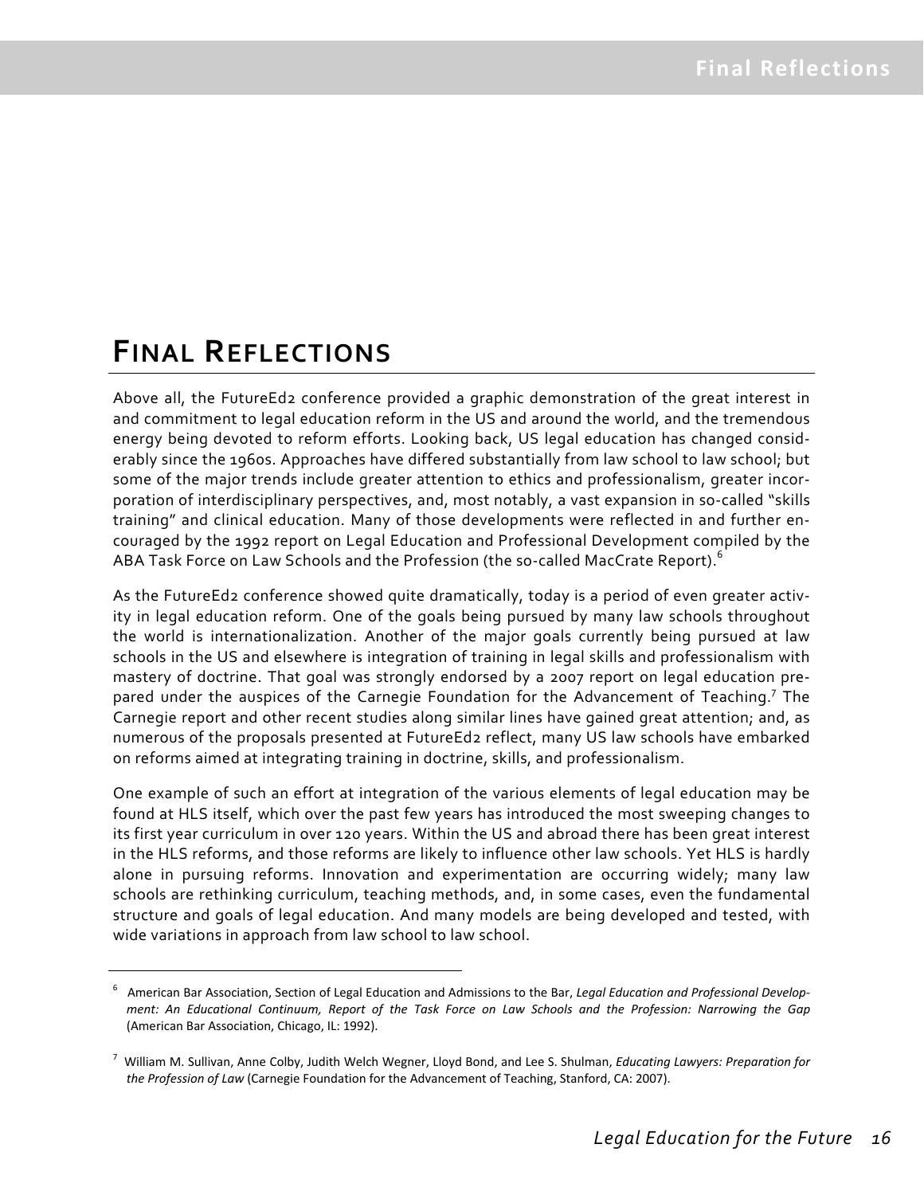# Final Reflections

Above all, the FutureEd2 conference provided a graphic demonstration of the great interest in and commitment to legal education reform in the US and around the world, and the tremendous energy being devoted to reform efforts. Looking back, US legal education has changed considerably since the 1960s. Approaches have differed substantially from law school to law school; but some of the major trends include greater attention to ethics and professionalism, greater incorporation of interdisciplinary perspectives, and, most notably, a vast expansion in so-called "skills training" and clinical education. Many of those developments were reflected in and further encouraged by the 1992 report on Legal Education and Professional Development compiled by the ABA Task Force on Law Schools and the Profession (the so-called MacCrate Report).[6]

As the FutureEd2 conference showed quite dramatically, today is a period of even greater activity in legal education reform. One of the goals being pursued by many law schools throughout the world is internationalization. Another of the major goals currently being pursued at law schools in the US and elsewhere is integration of training in legal skills and professionalism with mastery of doctrine. That goal was strongly endorsed by a 2007 report on legal education prepared under the auspices of the Carnegie Foundation for the Advancement of Teaching.[7] The Carnegie report and other recent studies along similar lines have gained great attention; and, as numerous of the proposals presented at FutureEd2 reflect, many US law schools have embarked on reforms aimed at integrating training in doctrine, skills, and professionalism.

One example of such an effort at integration of the various elements of legal education may be found at HLS itself, which over the past few years has introduced the most sweeping changes to its first year curriculum in over 120 years. Within the US and abroad there has been great interest in the HLS reforms, and those reforms are likely to influence other law schools. Yet HLS is hardly alone in pursuing reforms. Innovation and experimentation are occurring widely; many law schools are rethinking curriculum, teaching methods, and, in some cases, even the fundamental structure and goals of legal education. And many models are being developed and tested, with wide variations in approach from law school to law school.

---

[6] American Bar Association, Section of Legal Education and Admissions to the Bar, *Legal Education and Professional Development: An Educational Continuum, Report of the Task Force on Law Schools and the Profession: Narrowing the Gap* (American Bar Association, Chicago, IL: 1992).

[7] William M. Sullivan, Anne Colby, Judith Welch Wegner, Lloyd Bond, and Lee S. Shulman, *Educating Lawyers: Preparation for the Profession of Law* (Carnegie Foundation for the Advancement of Teaching, Stanford, CA: 2007).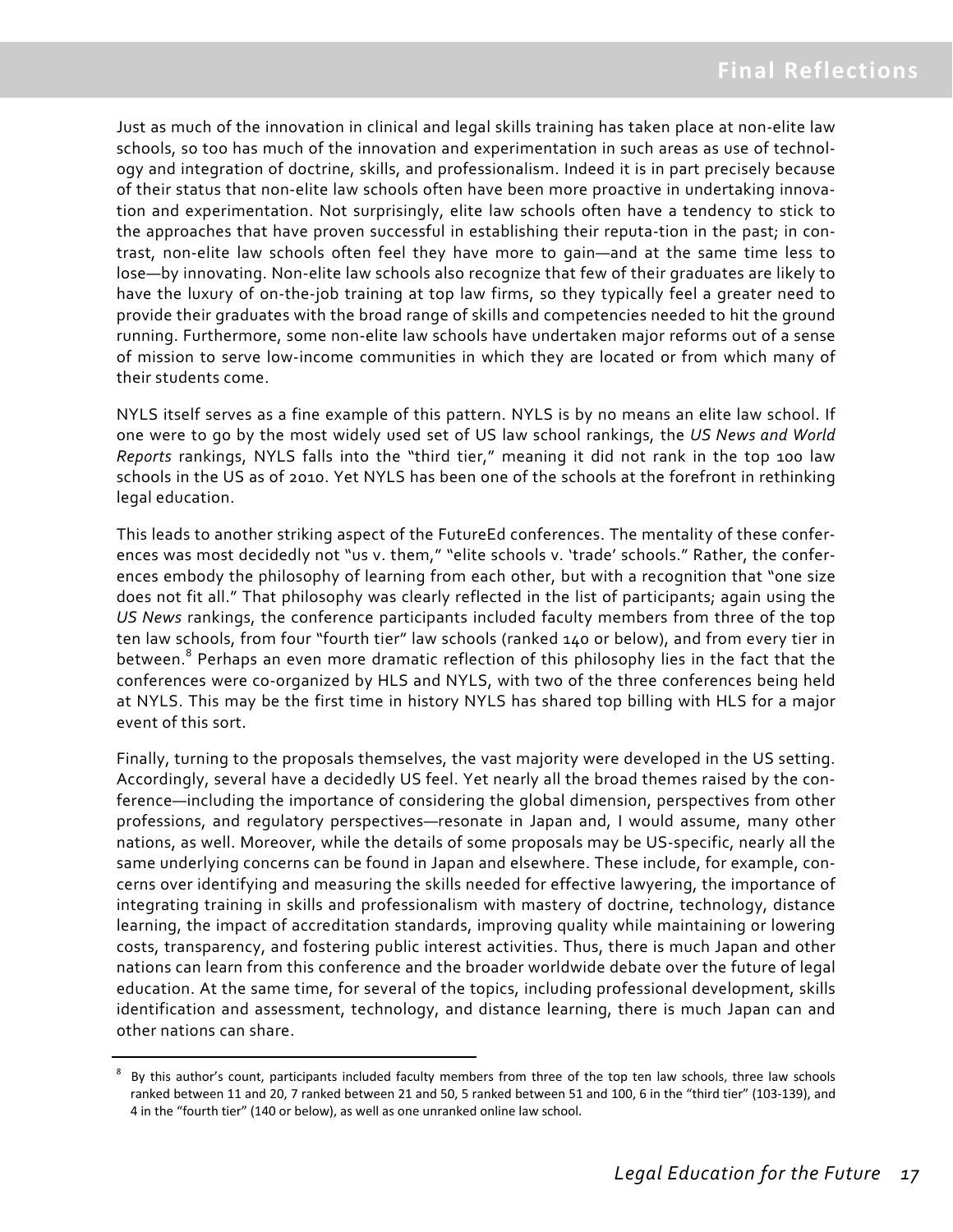Just as much of the innovation in clinical and legal skills training has taken place at non-elite law schools, so too has much of the innovation and experimentation in such areas as use of technology and integration of doctrine, skills, and professionalism. Indeed it is in part precisely because of their status that non-elite law schools often have been more proactive in undertaking innovation and experimentation. Not surprisingly, elite law schools often have a tendency to stick to the approaches that have proven successful in establishing their reputation in the past; in contrast, non-elite law schools often feel they have more to gain—and at the same time less to lose—by innovating. Non-elite law schools also recognize that few of their graduates are likely to have the luxury of on-the-job training at top law firms, so they typically feel a greater need to provide their graduates with the broad range of skills and competencies needed to hit the ground running. Furthermore, some non-elite law schools have undertaken major reforms out of a sense of mission to serve low-income communities in which they are located or from which many of their students come.

NYLS itself serves as a fine example of this pattern. NYLS is by no means an elite law school. If one were to go by the most widely used set of US law school rankings, the *US News and World Reports* rankings, NYLS falls into the "third tier," meaning it did not rank in the top 100 law schools in the US as of 2010. Yet NYLS has been one of the schools at the forefront in rethinking legal education.

This leads to another striking aspect of the FutureEd conferences. The mentality of these conferences was most decidedly not "us v. them," "elite schools v. 'trade' schools." Rather, the conferences embody the philosophy of learning from each other, but with a recognition that "one size does not fit all." That philosophy was clearly reflected in the list of participants; again using the *US News* rankings, the conference participants included faculty members from three of the top ten law schools, from four "fourth tier" law schools (ranked 140 or below), and from every tier in between.[8] Perhaps an even more dramatic reflection of this philosophy lies in the fact that the conferences were co-organized by HLS and NYLS, with two of the three conferences being held at NYLS. This may be the first time in history NYLS has shared top billing with HLS for a major event of this sort.

Finally, turning to the proposals themselves, the vast majority were developed in the US setting. Accordingly, several have a decidedly US feel. Yet nearly all the broad themes raised by the conference—including the importance of considering the global dimension, perspectives from other professions, and regulatory perspectives—resonate in Japan and, I would assume, many other nations, as well. Moreover, while the details of some proposals may be US-specific, nearly all the same underlying concerns can be found in Japan and elsewhere. These include, for example, concerns over identifying and measuring the skills needed for effective lawyering, the importance of integrating training in skills and professionalism with mastery of doctrine, technology, distance learning, the impact of accreditation standards, improving quality while maintaining or lowering costs, transparency, and fostering public interest activities. Thus, there is much Japan and other nations can learn from this conference and the broader worldwide debate over the future of legal education. At the same time, for several of the topics, including professional development, skills identification and assessment, technology, and distance learning, there is much Japan can and other nations can share.

---

[8] By this author's count, participants included faculty members from three of the top ten law schools, three law schools ranked between 11 and 20, 7 ranked between 21 and 50, 5 ranked between 51 and 100, 6 in the "third tier" (103-139), and 4 in the "fourth tier" (140 or below), as well as one unranked online law school.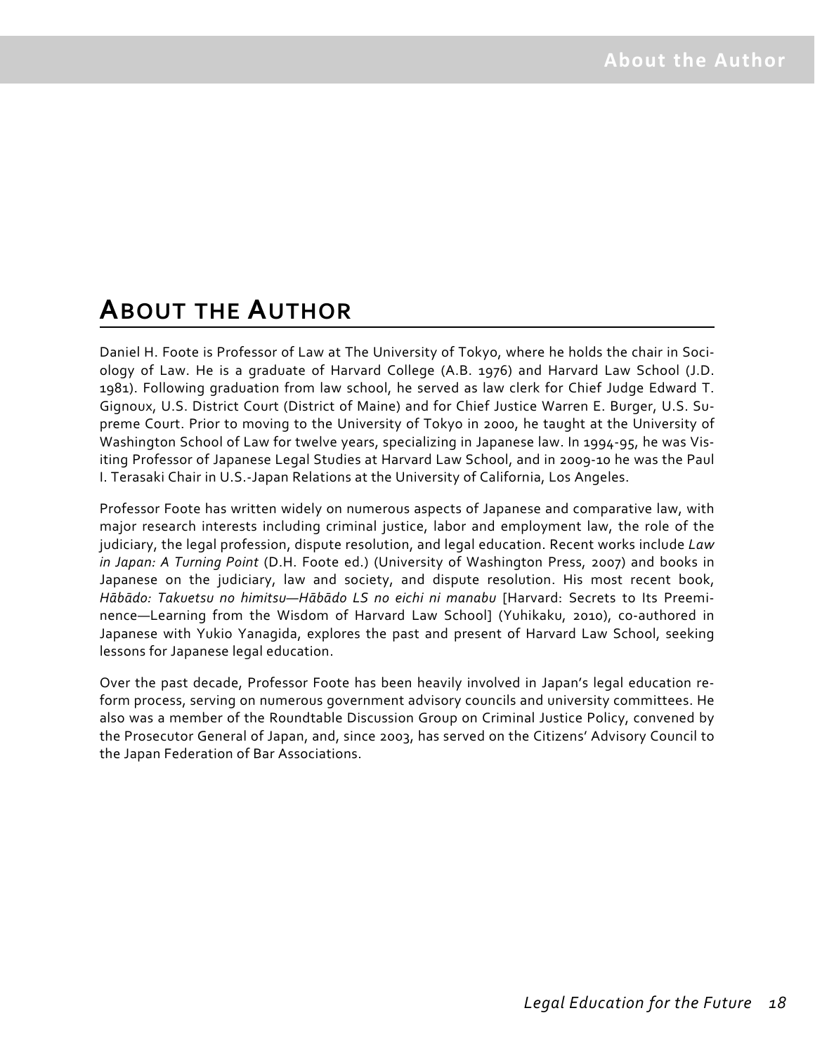# About the Author

Daniel H. Foote is Professor of Law at The University of Tokyo, where he holds the chair in Sociology of Law. He is a graduate of Harvard College (A.B. 1976) and Harvard Law School (J.D. 1981). Following graduation from law school, he served as law clerk for Chief Judge Edward T. Gignoux, U.S. District Court (District of Maine) and for Chief Justice Warren E. Burger, U.S. Supreme Court. Prior to moving to the University of Tokyo in 2000, he taught at the University of Washington School of Law for twelve years, specializing in Japanese law. In 1994-95, he was Visiting Professor of Japanese Legal Studies at Harvard Law School, and in 2009-10 he was the Paul I. Terasaki Chair in U.S.-Japan Relations at the University of California, Los Angeles.

Professor Foote has written widely on numerous aspects of Japanese and comparative law, with major research interests including criminal justice, labor and employment law, the role of the judiciary, the legal profession, dispute resolution, and legal education. Recent works include *Law in Japan: A Turning Point* (D.H. Foote ed.) (University of Washington Press, 2007) and books in Japanese on the judiciary, law and society, and dispute resolution. His most recent book, *Hābādo: Takuetsu no himitsu—Hābādo LS no eichi ni manabu* [Harvard: Secrets to Its Preeminence—Learning from the Wisdom of Harvard Law School] (Yuhikaku, 2010), co-authored in Japanese with Yukio Yanagida, explores the past and present of Harvard Law School, seeking lessons for Japanese legal education.

Over the past decade, Professor Foote has been heavily involved in Japan's legal education reform process, serving on numerous government advisory councils and university committees. He also was a member of the Roundtable Discussion Group on Criminal Justice Policy, convened by the Prosecutor General of Japan, and, since 2003, has served on the Citizens' Advisory Council to the Japan Federation of Bar Associations.